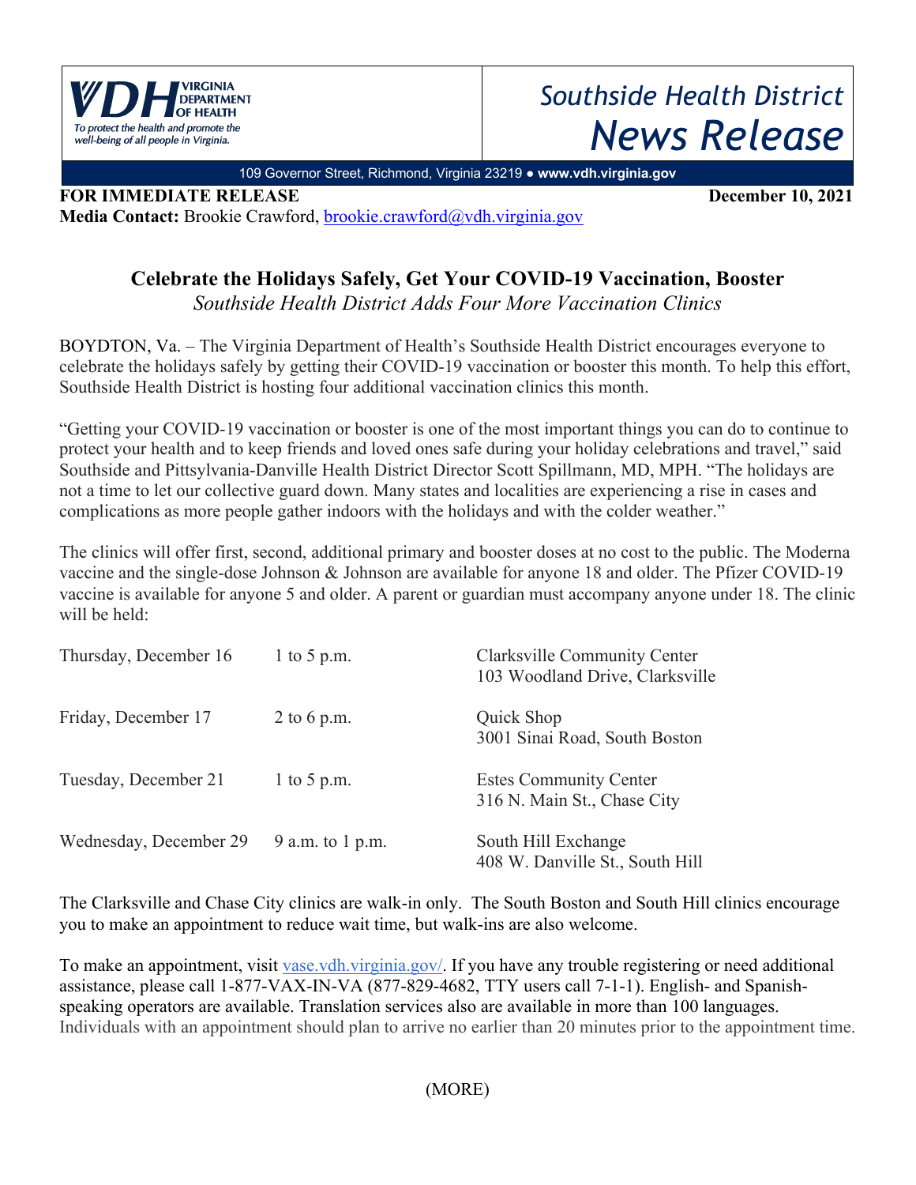VIRGINIA DEPARTMENT OF HEALTH
*To protect the health and promote the well-being of all people in Virginia.*

*Southside Health District*
*News Release*

109 Governor Street, Richmond, Virginia 23219 ● **www.vdh.virginia.gov**

**FOR IMMEDIATE RELEASE** **December 10, 2021**
**Media Contact:** Brookie Crawford, brookie.crawford@vdh.virginia.gov

## Celebrate the Holidays Safely, Get Your COVID-19 Vaccination, Booster

*Southside Health District Adds Four More Vaccination Clinics*

BOYDTON, Va. – The Virginia Department of Health's Southside Health District encourages everyone to celebrate the holidays safely by getting their COVID-19 vaccination or booster this month. To help this effort, Southside Health District is hosting four additional vaccination clinics this month.

"Getting your COVID-19 vaccination or booster is one of the most important things you can do to continue to protect your health and to keep friends and loved ones safe during your holiday celebrations and travel," said Southside and Pittsylvania-Danville Health District Director Scott Spillmann, MD, MPH. "The holidays are not a time to let our collective guard down. Many states and localities are experiencing a rise in cases and complications as more people gather indoors with the holidays and with the colder weather."

The clinics will offer first, second, additional primary and booster doses at no cost to the public. The Moderna vaccine and the single-dose Johnson & Johnson are available for anyone 18 and older. The Pfizer COVID-19 vaccine is available for anyone 5 and older. A parent or guardian must accompany anyone under 18. The clinic will be held:

| | | |
|---|---|---|
| Thursday, December 16 | 1 to 5 p.m. | Clarksville Community Center<br>103 Woodland Drive, Clarksville |
| Friday, December 17 | 2 to 6 p.m. | Quick Shop<br>3001 Sinai Road, South Boston |
| Tuesday, December 21 | 1 to 5 p.m. | Estes Community Center<br>316 N. Main St., Chase City |
| Wednesday, December 29 | 9 a.m. to 1 p.m. | South Hill Exchange<br>408 W. Danville St., South Hill |

The Clarksville and Chase City clinics are walk-in only. The South Boston and South Hill clinics encourage you to make an appointment to reduce wait time, but walk-ins are also welcome.

To make an appointment, visit vase.vdh.virginia.gov/. If you have any trouble registering or need additional assistance, please call 1-877-VAX-IN-VA (877-829-4682, TTY users call 7-1-1). English- and Spanish-speaking operators are available. Translation services also are available in more than 100 languages. Individuals with an appointment should plan to arrive no earlier than 20 minutes prior to the appointment time.

(MORE)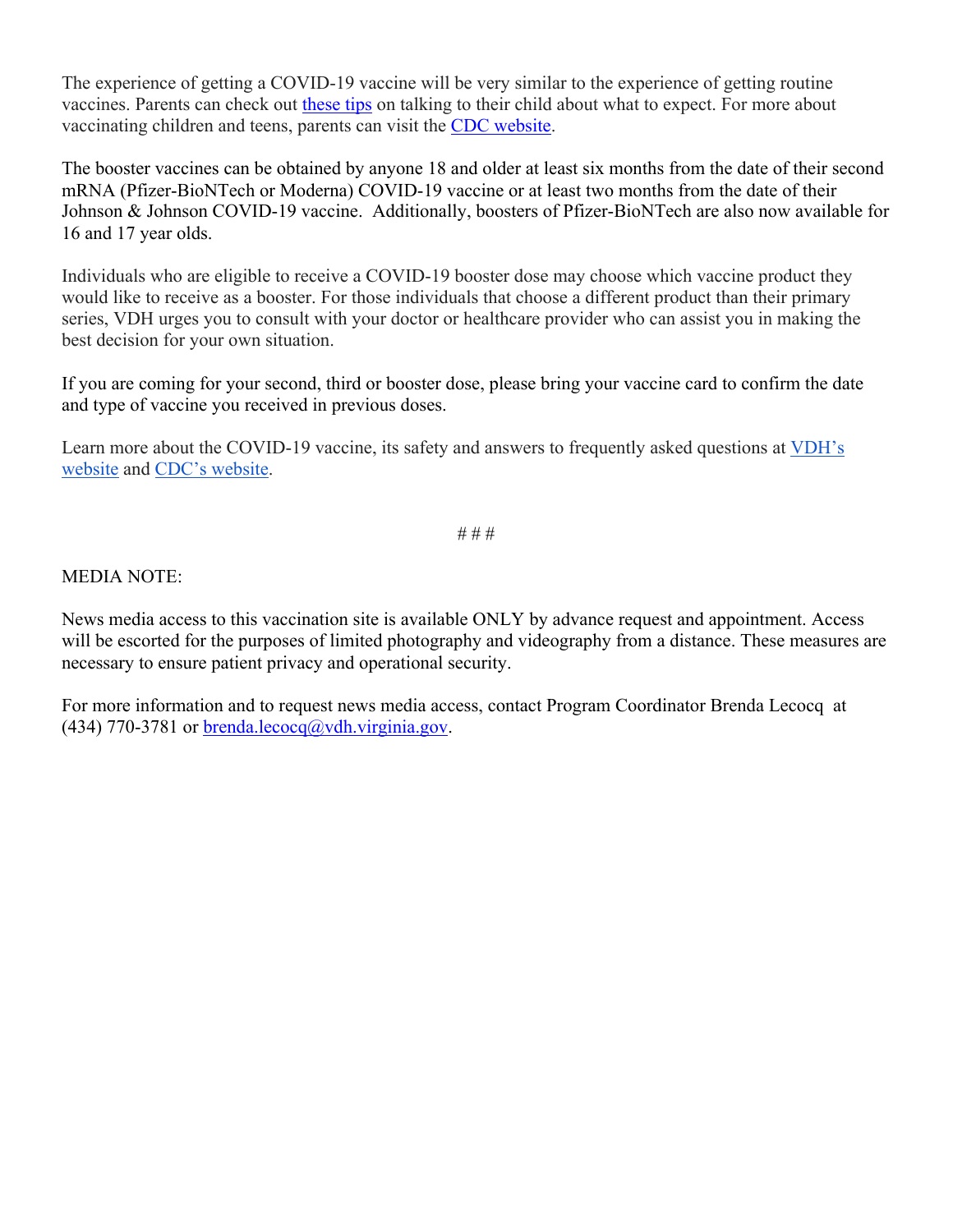The experience of getting a COVID-19 vaccine will be very similar to the experience of getting routine vaccines. Parents can check out these tips on talking to their child about what to expect. For more about vaccinating children and teens, parents can visit the CDC website.

The booster vaccines can be obtained by anyone 18 and older at least six months from the date of their second mRNA (Pfizer-BioNTech or Moderna) COVID-19 vaccine or at least two months from the date of their Johnson & Johnson COVID-19 vaccine. Additionally, boosters of Pfizer-BioNTech are also now available for 16 and 17 year olds.

Individuals who are eligible to receive a COVID-19 booster dose may choose which vaccine product they would like to receive as a booster. For those individuals that choose a different product than their primary series, VDH urges you to consult with your doctor or healthcare provider who can assist you in making the best decision for your own situation.

If you are coming for your second, third or booster dose, please bring your vaccine card to confirm the date and type of vaccine you received in previous doses.

Learn more about the COVID-19 vaccine, its safety and answers to frequently asked questions at VDH's website and CDC's website.

# # #

MEDIA NOTE:

News media access to this vaccination site is available ONLY by advance request and appointment. Access will be escorted for the purposes of limited photography and videography from a distance. These measures are necessary to ensure patient privacy and operational security.

For more information and to request news media access, contact Program Coordinator Brenda Lecocq at (434) 770-3781 or brenda.lecocq@vdh.virginia.gov.